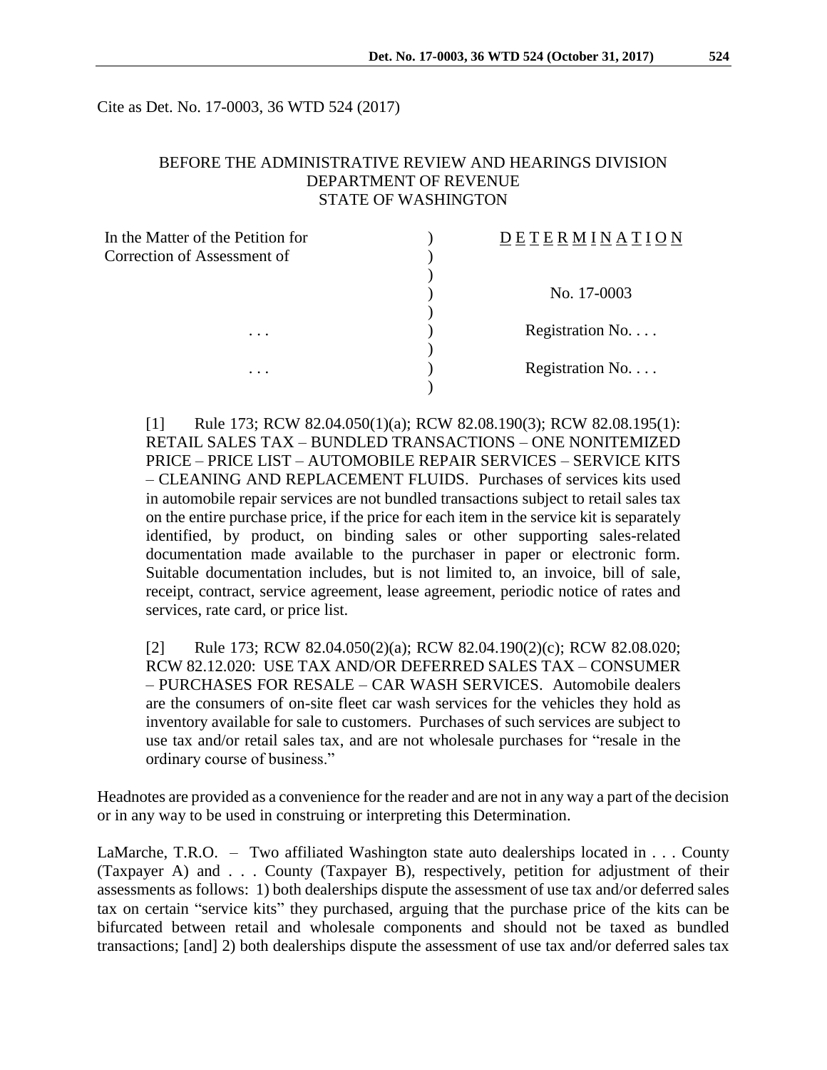Cite as Det. No. 17-0003, 36 WTD 524 (2017)

BEFORE THE ADMINISTRATIVE REVIEW AND HEARINGS DIVISION
DEPARTMENT OF REVENUE
STATE OF WASHINGTON

| | | |
|---|---|---|
| In the Matter of the Petition for Correction of Assessment of | ) | D E T E R M I N A T I O N |
| | ) | No. 17-0003 |
| . . . | ) | Registration No. . . . |
| . . . | ) | Registration No. . . . |

[1] Rule 173; RCW 82.04.050(1)(a); RCW 82.08.190(3); RCW 82.08.195(1): RETAIL SALES TAX – BUNDLED TRANSACTIONS – ONE NONITEMIZED PRICE – PRICE LIST – AUTOMOBILE REPAIR SERVICES – SERVICE KITS – CLEANING AND REPLACEMENT FLUIDS. Purchases of services kits used in automobile repair services are not bundled transactions subject to retail sales tax on the entire purchase price, if the price for each item in the service kit is separately identified, by product, on binding sales or other supporting sales-related documentation made available to the purchaser in paper or electronic form. Suitable documentation includes, but is not limited to, an invoice, bill of sale, receipt, contract, service agreement, lease agreement, periodic notice of rates and services, rate card, or price list.

[2] Rule 173; RCW 82.04.050(2)(a); RCW 82.04.190(2)(c); RCW 82.08.020; RCW 82.12.020: USE TAX AND/OR DEFERRED SALES TAX – CONSUMER – PURCHASES FOR RESALE – CAR WASH SERVICES. Automobile dealers are the consumers of on-site fleet car wash services for the vehicles they hold as inventory available for sale to customers. Purchases of such services are subject to use tax and/or retail sales tax, and are not wholesale purchases for "resale in the ordinary course of business."

Headnotes are provided as a convenience for the reader and are not in any way a part of the decision or in any way to be used in construing or interpreting this Determination.

LaMarche, T.R.O. – Two affiliated Washington state auto dealerships located in . . . County (Taxpayer A) and . . . County (Taxpayer B), respectively, petition for adjustment of their assessments as follows: 1) both dealerships dispute the assessment of use tax and/or deferred sales tax on certain "service kits" they purchased, arguing that the purchase price of the kits can be bifurcated between retail and wholesale components and should not be taxed as bundled transactions; [and] 2) both dealerships dispute the assessment of use tax and/or deferred sales tax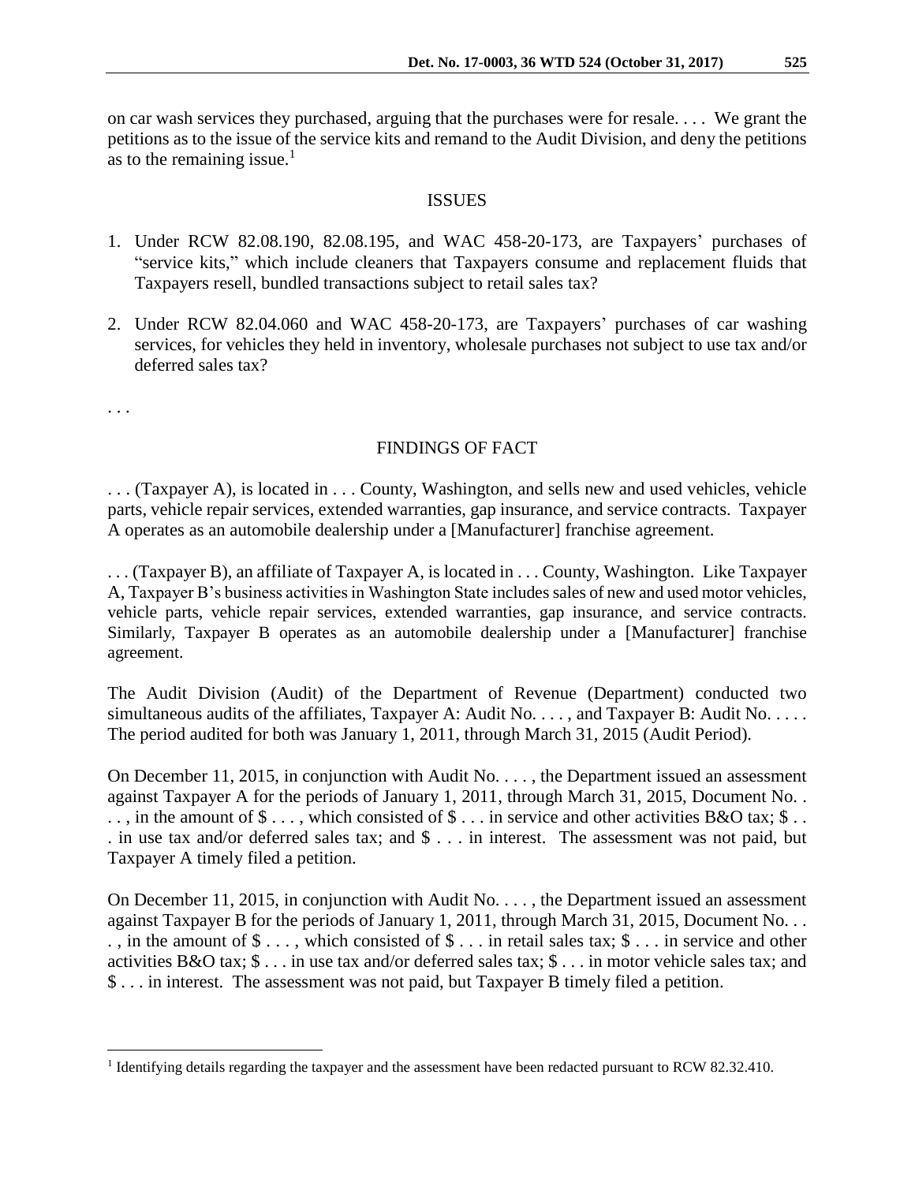on car wash services they purchased, arguing that the purchases were for resale. . . . We grant the petitions as to the issue of the service kits and remand to the Audit Division, and deny the petitions as to the remaining issue.[1]

## ISSUES

1. Under RCW 82.08.190, 82.08.195, and WAC 458-20-173, are Taxpayers' purchases of "service kits," which include cleaners that Taxpayers consume and replacement fluids that Taxpayers resell, bundled transactions subject to retail sales tax?

2. Under RCW 82.04.060 and WAC 458-20-173, are Taxpayers' purchases of car washing services, for vehicles they held in inventory, wholesale purchases not subject to use tax and/or deferred sales tax?

. . .

## FINDINGS OF FACT

. . . (Taxpayer A), is located in . . . County, Washington, and sells new and used vehicles, vehicle parts, vehicle repair services, extended warranties, gap insurance, and service contracts. Taxpayer A operates as an automobile dealership under a [Manufacturer] franchise agreement.

. . . (Taxpayer B), an affiliate of Taxpayer A, is located in . . . County, Washington. Like Taxpayer A, Taxpayer B's business activities in Washington State includes sales of new and used motor vehicles, vehicle parts, vehicle repair services, extended warranties, gap insurance, and service contracts. Similarly, Taxpayer B operates as an automobile dealership under a [Manufacturer] franchise agreement.

The Audit Division (Audit) of the Department of Revenue (Department) conducted two simultaneous audits of the affiliates, Taxpayer A: Audit No. . . . , and Taxpayer B: Audit No. . . . . The period audited for both was January 1, 2011, through March 31, 2015 (Audit Period).

On December 11, 2015, in conjunction with Audit No. . . . , the Department issued an assessment against Taxpayer A for the periods of January 1, 2011, through March 31, 2015, Document No. . . . , in the amount of $ . . . , which consisted of $ . . . in service and other activities B&O tax; $ . . . in use tax and/or deferred sales tax; and $ . . . in interest. The assessment was not paid, but Taxpayer A timely filed a petition.

On December 11, 2015, in conjunction with Audit No. . . . , the Department issued an assessment against Taxpayer B for the periods of January 1, 2011, through March 31, 2015, Document No. . . . , in the amount of $ . . . , which consisted of $ . . . in retail sales tax; $ . . . in service and other activities B&O tax; $ . . . in use tax and/or deferred sales tax; $ . . . in motor vehicle sales tax; and $ . . . in interest. The assessment was not paid, but Taxpayer B timely filed a petition.

---

[1] Identifying details regarding the taxpayer and the assessment have been redacted pursuant to RCW 82.32.410.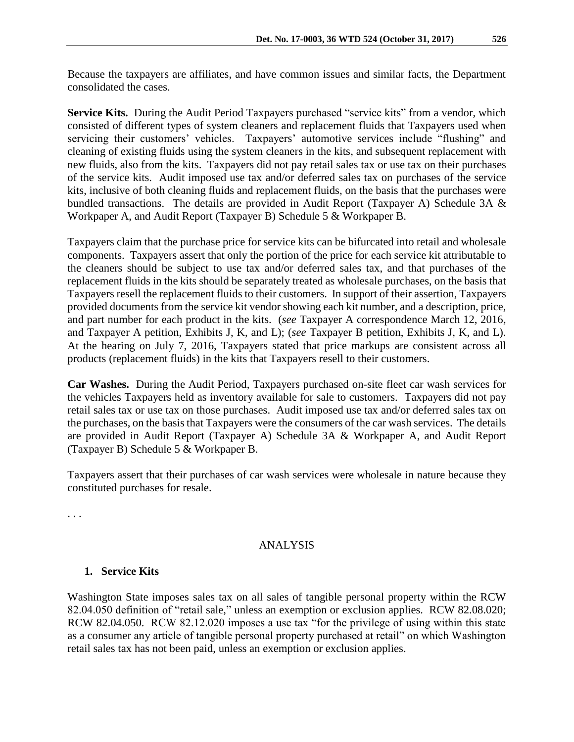Because the taxpayers are affiliates, and have common issues and similar facts, the Department consolidated the cases.

**Service Kits.** During the Audit Period Taxpayers purchased "service kits" from a vendor, which consisted of different types of system cleaners and replacement fluids that Taxpayers used when servicing their customers' vehicles. Taxpayers' automotive services include "flushing" and cleaning of existing fluids using the system cleaners in the kits, and subsequent replacement with new fluids, also from the kits. Taxpayers did not pay retail sales tax or use tax on their purchases of the service kits. Audit imposed use tax and/or deferred sales tax on purchases of the service kits, inclusive of both cleaning fluids and replacement fluids, on the basis that the purchases were bundled transactions. The details are provided in Audit Report (Taxpayer A) Schedule 3A & Workpaper A, and Audit Report (Taxpayer B) Schedule 5 & Workpaper B.

Taxpayers claim that the purchase price for service kits can be bifurcated into retail and wholesale components. Taxpayers assert that only the portion of the price for each service kit attributable to the cleaners should be subject to use tax and/or deferred sales tax, and that purchases of the replacement fluids in the kits should be separately treated as wholesale purchases, on the basis that Taxpayers resell the replacement fluids to their customers. In support of their assertion, Taxpayers provided documents from the service kit vendor showing each kit number, and a description, price, and part number for each product in the kits. (*see* Taxpayer A correspondence March 12, 2016, and Taxpayer A petition, Exhibits J, K, and L); (*see* Taxpayer B petition, Exhibits J, K, and L). At the hearing on July 7, 2016, Taxpayers stated that price markups are consistent across all products (replacement fluids) in the kits that Taxpayers resell to their customers.

**Car Washes.** During the Audit Period, Taxpayers purchased on-site fleet car wash services for the vehicles Taxpayers held as inventory available for sale to customers. Taxpayers did not pay retail sales tax or use tax on those purchases. Audit imposed use tax and/or deferred sales tax on the purchases, on the basis that Taxpayers were the consumers of the car wash services. The details are provided in Audit Report (Taxpayer A) Schedule 3A & Workpaper A, and Audit Report (Taxpayer B) Schedule 5 & Workpaper B.

Taxpayers assert that their purchases of car wash services were wholesale in nature because they constituted purchases for resale.

. . .

## ANALYSIS

### 1. Service Kits

Washington State imposes sales tax on all sales of tangible personal property within the RCW 82.04.050 definition of "retail sale," unless an exemption or exclusion applies. RCW 82.08.020; RCW 82.04.050. RCW 82.12.020 imposes a use tax "for the privilege of using within this state as a consumer any article of tangible personal property purchased at retail" on which Washington retail sales tax has not been paid, unless an exemption or exclusion applies.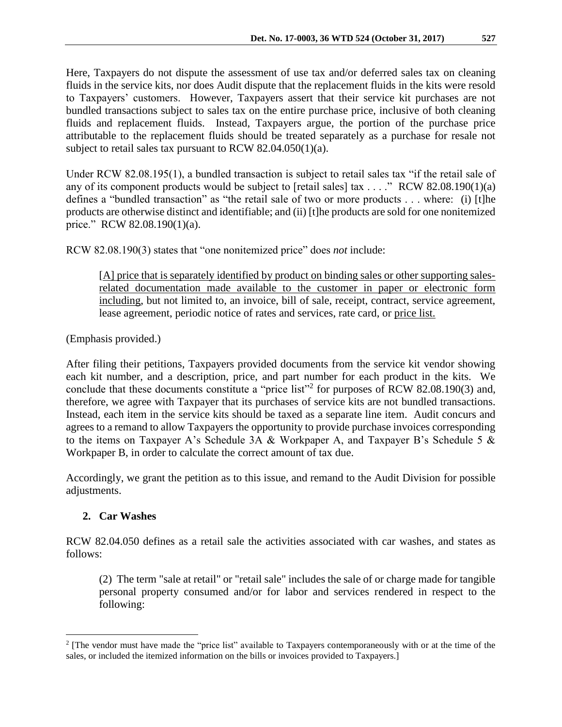Here, Taxpayers do not dispute the assessment of use tax and/or deferred sales tax on cleaning fluids in the service kits, nor does Audit dispute that the replacement fluids in the kits were resold to Taxpayers' customers. However, Taxpayers assert that their service kit purchases are not bundled transactions subject to sales tax on the entire purchase price, inclusive of both cleaning fluids and replacement fluids. Instead, Taxpayers argue, the portion of the purchase price attributable to the replacement fluids should be treated separately as a purchase for resale not subject to retail sales tax pursuant to RCW 82.04.050(1)(a).

Under RCW 82.08.195(1), a bundled transaction is subject to retail sales tax "if the retail sale of any of its component products would be subject to [retail sales] tax . . . ." RCW 82.08.190(1)(a) defines a "bundled transaction" as "the retail sale of two or more products . . . where: (i) [t]he products are otherwise distinct and identifiable; and (ii) [t]he products are sold for one nonitemized price." RCW 82.08.190(1)(a).

RCW 82.08.190(3) states that "one nonitemized price" does *not* include:

> <u>[A] price that is separately identified by product on binding sales or other supporting sales-related documentation made available to the customer in paper or electronic form including</u>, but not limited to, an invoice, bill of sale, receipt, contract, service agreement, lease agreement, periodic notice of rates and services, rate card, or <u>price list.</u>

(Emphasis provided.)

After filing their petitions, Taxpayers provided documents from the service kit vendor showing each kit number, and a description, price, and part number for each product in the kits. We conclude that these documents constitute a "price list"[2] for purposes of RCW 82.08.190(3) and, therefore, we agree with Taxpayer that its purchases of service kits are not bundled transactions. Instead, each item in the service kits should be taxed as a separate line item. Audit concurs and agrees to a remand to allow Taxpayers the opportunity to provide purchase invoices corresponding to the items on Taxpayer A's Schedule 3A & Workpaper A, and Taxpayer B's Schedule 5 & Workpaper B, in order to calculate the correct amount of tax due.

Accordingly, we grant the petition as to this issue, and remand to the Audit Division for possible adjustments.

## 2. Car Washes

RCW 82.04.050 defines as a retail sale the activities associated with car washes, and states as follows:

> (2) The term "sale at retail" or "retail sale" includes the sale of or charge made for tangible personal property consumed and/or for labor and services rendered in respect to the following:

[2] [The vendor must have made the "price list" available to Taxpayers contemporaneously with or at the time of the sales, or included the itemized information on the bills or invoices provided to Taxpayers.]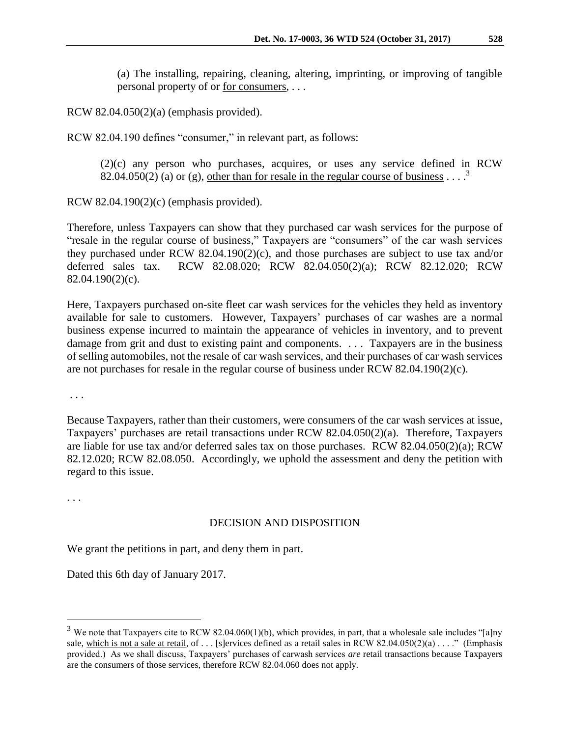(a) The installing, repairing, cleaning, altering, imprinting, or improving of tangible personal property of or for consumers, . . .

RCW 82.04.050(2)(a) (emphasis provided).

RCW 82.04.190 defines "consumer," in relevant part, as follows:

> (2)(c) any person who purchases, acquires, or uses any service defined in RCW 82.04.050(2) (a) or (g), other than for resale in the regular course of business . . . .[3]

RCW 82.04.190(2)(c) (emphasis provided).

Therefore, unless Taxpayers can show that they purchased car wash services for the purpose of "resale in the regular course of business," Taxpayers are "consumers" of the car wash services they purchased under RCW 82.04.190(2)(c), and those purchases are subject to use tax and/or deferred sales tax. RCW 82.08.020; RCW 82.04.050(2)(a); RCW 82.12.020; RCW 82.04.190(2)(c).

Here, Taxpayers purchased on-site fleet car wash services for the vehicles they held as inventory available for sale to customers. However, Taxpayers' purchases of car washes are a normal business expense incurred to maintain the appearance of vehicles in inventory, and to prevent damage from grit and dust to existing paint and components. . . . Taxpayers are in the business of selling automobiles, not the resale of car wash services, and their purchases of car wash services are not purchases for resale in the regular course of business under RCW 82.04.190(2)(c).

. . .

Because Taxpayers, rather than their customers, were consumers of the car wash services at issue, Taxpayers' purchases are retail transactions under RCW 82.04.050(2)(a). Therefore, Taxpayers are liable for use tax and/or deferred sales tax on those purchases. RCW 82.04.050(2)(a); RCW 82.12.020; RCW 82.08.050. Accordingly, we uphold the assessment and deny the petition with regard to this issue.

. . .

## DECISION AND DISPOSITION

We grant the petitions in part, and deny them in part.

Dated this 6th day of January 2017.

---

[3] We note that Taxpayers cite to RCW 82.04.060(1)(b), which provides, in part, that a wholesale sale includes "[a]ny sale, which is not a sale at retail, of . . . [s]ervices defined as a retail sales in RCW 82.04.050(2)(a) . . . ." (Emphasis provided.) As we shall discuss, Taxpayers' purchases of carwash services *are* retail transactions because Taxpayers are the consumers of those services, therefore RCW 82.04.060 does not apply.